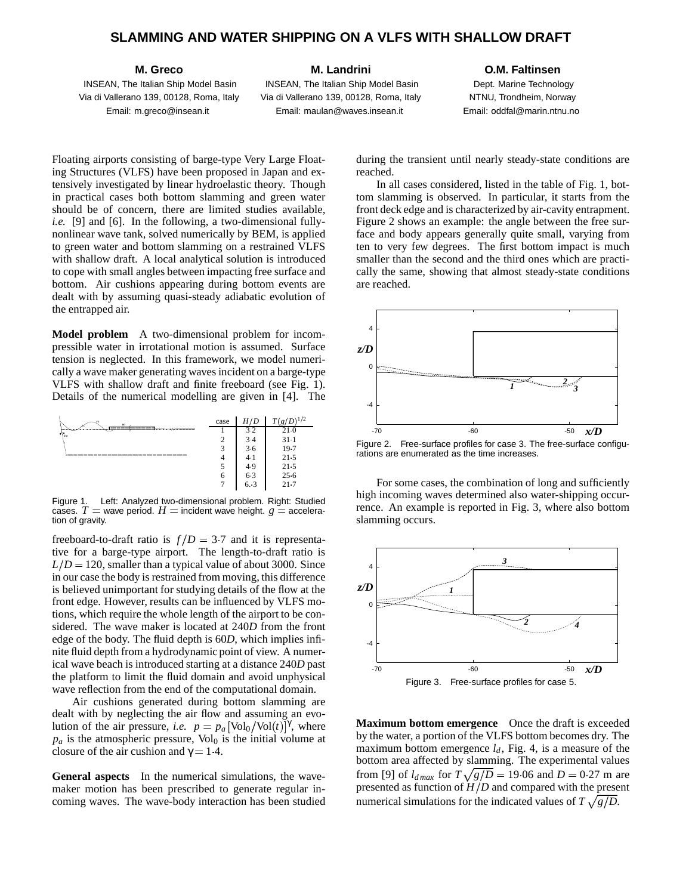# SLAMMING AND WATER SHIPPING ON A VLFS WITH SHALLOW DRAFT

**M. Greco**
INSEAN, The Italian Ship Model Basin
Via di Vallerano 139, 00128, Roma, Italy
Email: m.greco@insean.it

**M. Landrini**
INSEAN, The Italian Ship Model Basin
Via di Vallerano 139, 00128, Roma, Italy
Email: maulan@waves.insean.it

**O.M. Faltinsen**
Dept. Marine Technology
NTNU, Trondheim, Norway
Email: oddfal@marin.ntnu.no

Floating airports consisting of barge-type Very Large Floating Structures (VLFS) have been proposed in Japan and extensively investigated by linear hydroelastic theory. Though in practical cases both bottom slamming and green water should be of concern, there are limited studies available, *i.e.* [9] and [6]. In the following, a two-dimensional fully-nonlinear wave tank, solved numerically by BEM, is applied to green water and bottom slamming on a restrained VLFS with shallow draft. A local analytical solution is introduced to cope with small angles between impacting free surface and bottom. Air cushions appearing during bottom events are dealt with by assuming quasi-steady adiabatic evolution of the entrapped air.

**Model problem** A two-dimensional problem for incompressible water in irrotational motion is assumed. Surface tension is neglected. In this framework, we model numerically a wave maker generating waves incident on a barge-type VLFS with shallow draft and finite freeboard (see Fig. 1). Details of the numerical modelling are given in [4]. The

| case | $H/D$ | $T(g/D)^{1/2}$ |
|---|---|---|
| 1 | 3·2 | 21·0 |
| 2 | 3·4 | 31·1 |
| 3 | 3·6 | 19·7 |
| 4 | 4·1 | 21·5 |
| 5 | 4·9 | 21·5 |
| 6 | 6·3 | 25·6 |
| 7 | 6.·3 | 21·7 |

Figure 1. Left: Analyzed two-dimensional problem. Right: Studied cases. $T$ = wave period. $H$ = incident wave height. $g$ = acceleration of gravity.

freeboard-to-draft ratio is $f/D = 3{\cdot}7$ and it is representative for a barge-type airport. The length-to-draft ratio is $L/D = 120$, smaller than a typical value of about 3000. Since in our case the body is restrained from moving, this difference is believed unimportant for studying details of the flow at the front edge. However, results can be influenced by VLFS motions, which require the whole length of the airport to be considered. The wave maker is located at 240$D$ from the front edge of the body. The fluid depth is 60$D$, which implies infinite fluid depth from a hydrodynamic point of view. A numerical wave beach is introduced starting at a distance 240$D$ past the platform to limit the fluid domain and avoid unphysical wave reflection from the end of the computational domain.

Air cushions generated during bottom slamming are dealt with by neglecting the air flow and assuming an evolution of the air pressure, *i.e.* $p = p_a\,[\mathrm{Vol}_0/\mathrm{Vol}(t)]^{\gamma}$, where $p_a$ is the atmospheric pressure, $\mathrm{Vol}_0$ is the initial volume at closure of the air cushion and $\gamma = 1{\cdot}4$.

**General aspects** In the numerical simulations, the wave-maker motion has been prescribed to generate regular incoming waves. The wave-body interaction has been studied during the transient until nearly steady-state conditions are reached.

In all cases considered, listed in the table of Fig. 1, bottom slamming is observed. In particular, it starts from the front deck edge and is characterized by air-cavity entrapment. Figure 2 shows an example: the angle between the free surface and body appears generally quite small, varying from ten to very few degrees. The first bottom impact is much smaller than the second and the third ones which are practically the same, showing that almost steady-state conditions are reached.

Figure 2. Free-surface profiles for case 3. The free-surface configurations are enumerated as the time increases.

For some cases, the combination of long and sufficiently high incoming waves determined also water-shipping occurrence. An example is reported in Fig. 3, where also bottom slamming occurs.

Figure 3. Free-surface profiles for case 5.

**Maximum bottom emergence** Once the draft is exceeded by the water, a portion of the VLFS bottom becomes dry. The maximum bottom emergence $l_d$, Fig. 4, is a measure of the bottom area affected by slamming. The experimental values from [9] of $l_{d\,max}$ for $T\sqrt{g/D} = 19{\cdot}06$ and $D = 0{\cdot}27$ m are presented as function of $H/D$ and compared with the present numerical simulations for the indicated values of $T\sqrt{g/D}$.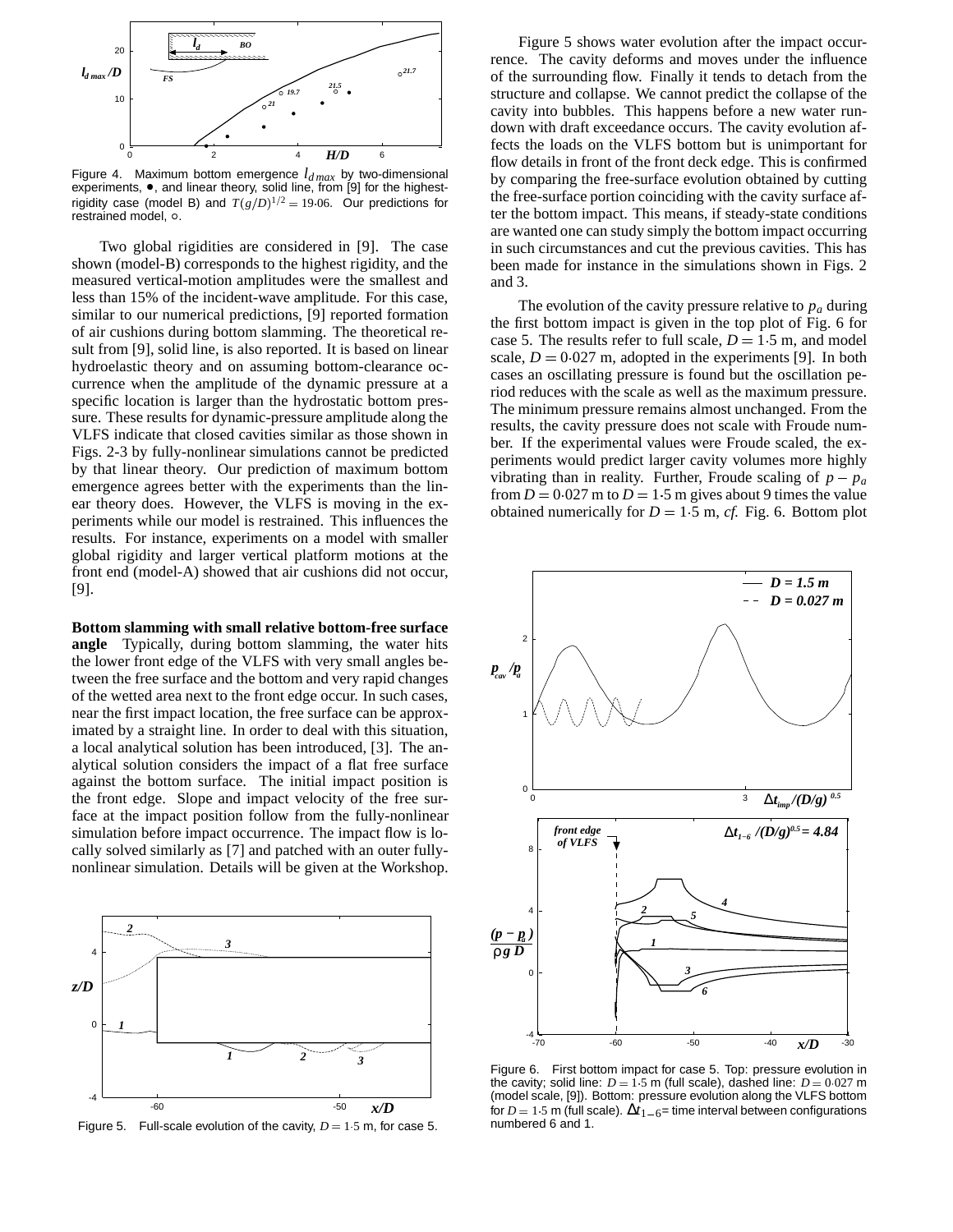Figure 4. Maximum bottom emergence $l_{d\,max}$ by two-dimensional experiments, •, and linear theory, solid line, from [9] for the highest-rigidity case (model B) and $T(g/D)^{1/2} = 19{\cdot}06$. Our predictions for restrained model, ○.

Two global rigidities are considered in [9]. The case shown (model-B) corresponds to the highest rigidity, and the measured vertical-motion amplitudes were the smallest and less than 15% of the incident-wave amplitude. For this case, similar to our numerical predictions, [9] reported formation of air cushions during bottom slamming. The theoretical result from [9], solid line, is also reported. It is based on linear hydroelastic theory and on assuming bottom-clearance occurrence when the amplitude of the dynamic pressure at a specific location is larger than the hydrostatic bottom pressure. These results for dynamic-pressure amplitude along the VLFS indicate that closed cavities similar as those shown in Figs. 2-3 by fully-nonlinear simulations cannot be predicted by that linear theory. Our prediction of maximum bottom emergence agrees better with the experiments than the linear theory does. However, the VLFS is moving in the experiments while our model is restrained. This influences the results. For instance, experiments on a model with smaller global rigidity and larger vertical platform motions at the front end (model-A) showed that air cushions did not occur, [9].

**Bottom slamming with small relative bottom-free surface angle** Typically, during bottom slamming, the water hits the lower front edge of the VLFS with very small angles between the free surface and the bottom and very rapid changes of the wetted area next to the front edge occur. In such cases, near the first impact location, the free surface can be approximated by a straight line. In order to deal with this situation, a local analytical solution has been introduced, [3]. The analytical solution considers the impact of a flat free surface against the bottom surface. The initial impact position is the front edge. Slope and impact velocity of the free surface at the impact position follow from the fully-nonlinear simulation before impact occurrence. The impact flow is locally solved similarly as [7] and patched with an outer fully-nonlinear simulation. Details will be given at the Workshop.

Figure 5. Full-scale evolution of the cavity, $D = 1{\cdot}5$ m, for case 5.

Figure 5 shows water evolution after the impact occurrence. The cavity deforms and moves under the influence of the surrounding flow. Finally it tends to detach from the structure and collapse. We cannot predict the collapse of the cavity into bubbles. This happens before a new water run-down with draft exceedance occurs. The cavity evolution affects the loads on the VLFS bottom but is unimportant for flow details in front of the front deck edge. This is confirmed by comparing the free-surface evolution obtained by cutting the free-surface portion coinciding with the cavity surface after the bottom impact. This means, if steady-state conditions are wanted one can study simply the bottom impact occurring in such circumstances and cut the previous cavities. This has been made for instance in the simulations shown in Figs. 2 and 3.

The evolution of the cavity pressure relative to $p_a$ during the first bottom impact is given in the top plot of Fig. 6 for case 5. The results refer to full scale, $D = 1{\cdot}5$ m, and model scale, $D = 0{\cdot}027$ m, adopted in the experiments [9]. In both cases an oscillating pressure is found but the oscillation period reduces with the scale as well as the maximum pressure. The minimum pressure remains almost unchanged. From the results, the cavity pressure does not scale with Froude number. If the experimental values were Froude scaled, the experiments would predict larger cavity volumes more highly vibrating than in reality. Further, Froude scaling of $p - p_a$ from $D = 0{\cdot}027$ m to $D = 1{\cdot}5$ m gives about 9 times the value obtained numerically for $D = 1{\cdot}5$ m, *cf.* Fig. 6. Bottom plot

Figure 6. First bottom impact for case 5. Top: pressure evolution in the cavity; solid line: $D = 1{\cdot}5$ m (full scale), dashed line: $D = 0{\cdot}027$ m (model scale, [9]). Bottom: pressure evolution along the VLFS bottom for $D = 1{\cdot}5$ m (full scale). $\Delta t_{1-6}$= time interval between configurations numbered 6 and 1.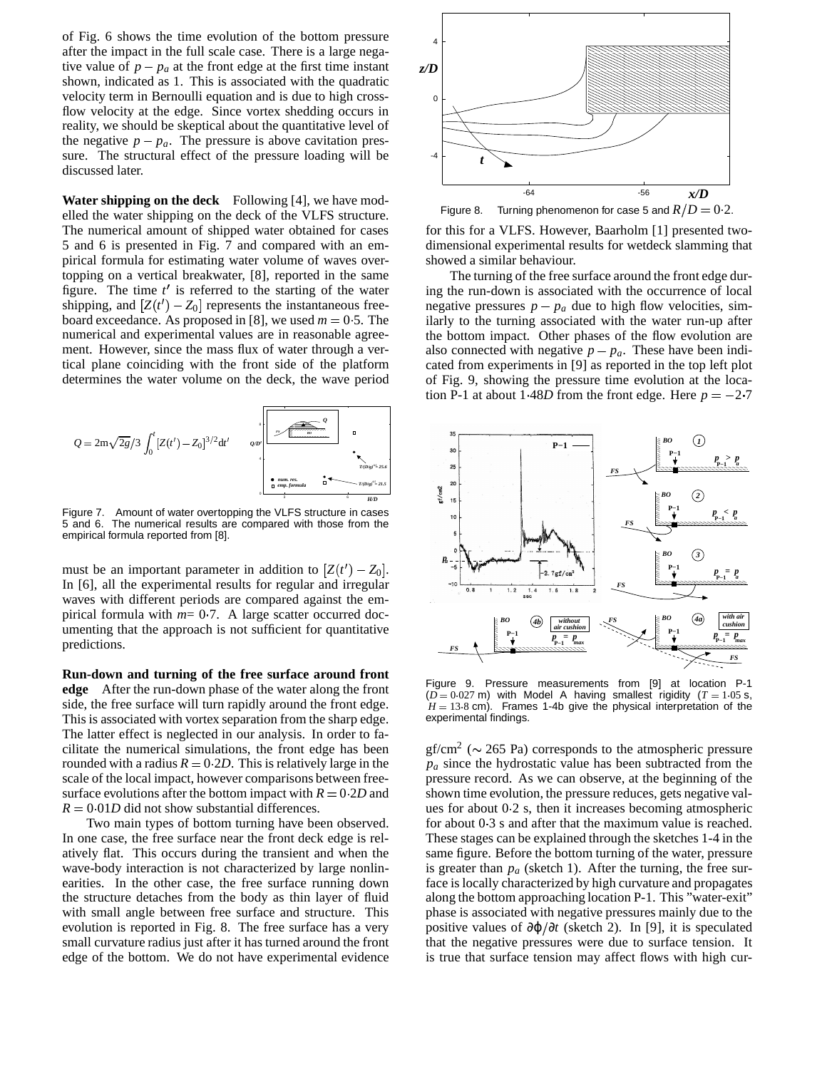of Fig. 6 shows the time evolution of the bottom pressure after the impact in the full scale case. There is a large negative value of $p - p_a$ at the front edge at the first time instant shown, indicated as 1. This is associated with the quadratic velocity term in Bernoulli equation and is due to high cross-flow velocity at the edge. Since vortex shedding occurs in reality, we should be skeptical about the quantitative level of the negative $p - p_a$. The pressure is above cavitation pressure. The structural effect of the pressure loading will be discussed later.

**Water shipping on the deck** Following [4], we have modelled the water shipping on the deck of the VLFS structure. The numerical amount of shipped water obtained for cases 5 and 6 is presented in Fig. 7 and compared with an empirical formula for estimating water volume of waves overtopping on a vertical breakwater, [8], reported in the same figure. The time $t'$ is referred to the starting of the water shipping, and $[Z(t') - Z_0]$ represents the instantaneous freeboard exceedance. As proposed in [8], we used $m = 0{\cdot}5$. The numerical and experimental values are in reasonable agreement. However, since the mass flux of water through a vertical plane coinciding with the front side of the platform determines the water volume on the deck, the wave period must be an important parameter in addition to $[Z(t') - Z_0]$. In [6], all the experimental results for regular and irregular waves with different periods are compared against the empirical formula with $m = 0{\cdot}7$. A large scatter occurred documenting that the approach is not sufficient for quantitative predictions.

$$Q = 2m\sqrt{2g}/3 \int_0^t [Z(t') - Z_0]^{3/2} dt'$$

Figure 7. Amount of water overtopping the VLFS structure in cases 5 and 6. The numerical results are compared with those from the empirical formula reported from [8].

**Run-down and turning of the free surface around front edge** After the run-down phase of the water along the front side, the free surface will turn rapidly around the front edge. This is associated with vortex separation from the sharp edge. The latter effect is neglected in our analysis. In order to facilitate the numerical simulations, the front edge has been rounded with a radius $R = 0{\cdot}2D$. This is relatively large in the scale of the local impact, however comparisons between free-surface evolutions after the bottom impact with $R = 0{\cdot}2D$ and $R = 0{\cdot}01D$ did not show substantial differences.

Two main types of bottom turning have been observed. In one case, the free surface near the front deck edge is relatively flat. This occurs during the transient and when the wave-body interaction is not characterized by large nonlinearities. In the other case, the free surface running down the structure detaches from the body as thin layer of fluid with small angle between free surface and structure. This evolution is reported in Fig. 8. The free surface has a very small curvature radius just after it has turned around the front edge of the bottom. We do not have experimental evidence for this for a VLFS. However, Baarholm [1] presented two-dimensional experimental results for wetdeck slamming that showed a similar behaviour.

Figure 8. Turning phenomenon for case 5 and $R/D = 0{\cdot}2$.

The turning of the free surface around the front edge during the run-down is associated with the occurrence of local negative pressures $p - p_a$ due to high flow velocities, similarly to the turning associated with the water run-up after the bottom impact. Other phases of the flow evolution are also connected with negative $p - p_a$. These have been indicated from experiments in [9] as reported in the top left plot of Fig. 9, showing the pressure time evolution at the location P-1 at about $1{\cdot}48D$ from the front edge. Here $p = -2{\cdot}7$ gf/cm$^2$ ($\sim 265$ Pa) corresponds to the atmospheric pressure $p_a$ since the hydrostatic value has been subtracted from the pressure record. As we can observe, at the beginning of the shown time evolution, the pressure reduces, gets negative values for about 0·2 s, then it increases becoming atmospheric for about 0·3 s and after that the maximum value is reached. These stages can be explained through the sketches 1-4 in the same figure. Before the bottom turning of the water, pressure is greater than $p_a$ (sketch 1). After the turning, the free surface is locally characterized by high curvature and propagates along the bottom approaching location P-1. This "water-exit" phase is associated with negative pressures mainly due to the positive values of $\partial\varphi/\partial t$ (sketch 2). In [9], it is speculated that the negative pressures were due to surface tension. It is true that surface tension may affect flows with high cur-

Figure 9. Pressure measurements from [9] at location P-1 ($D = 0{\cdot}027$ m) with Model A having smallest rigidity ($T = 1{\cdot}05$ s, $H = 13{\cdot}8$ cm). Frames 1-4b give the physical interpretation of the experimental findings.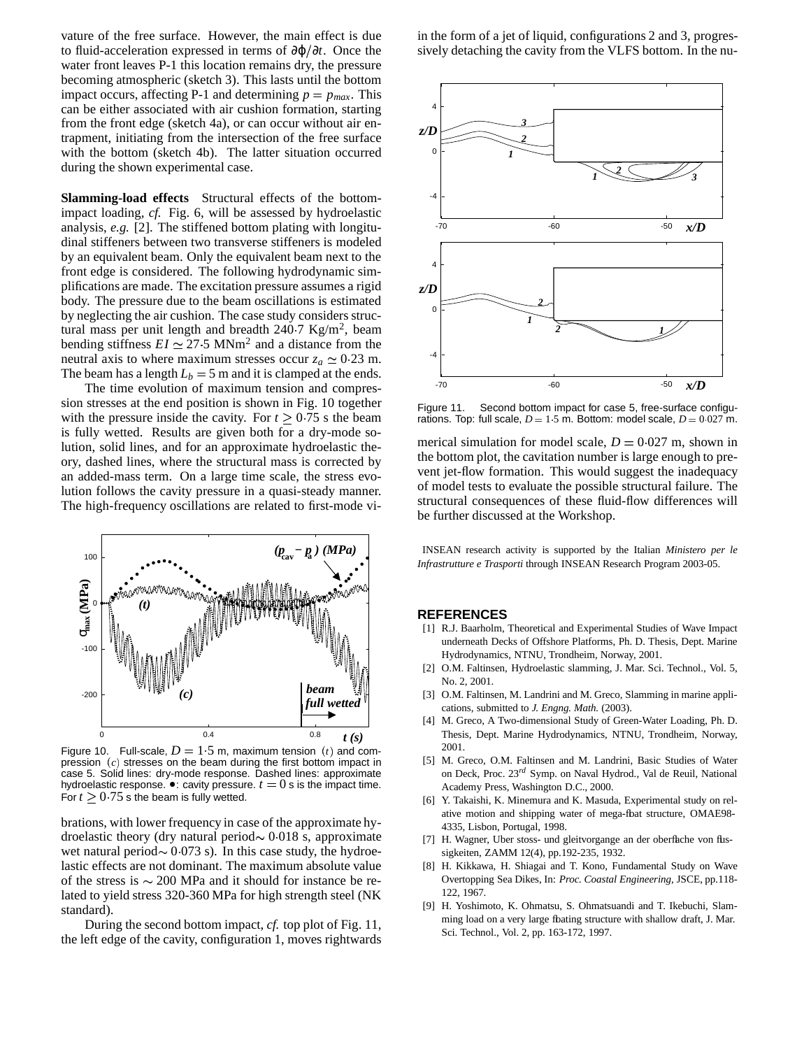vature of the free surface. However, the main effect is due to fluid-acceleration expressed in terms of $\partial\phi/\partial t$. Once the water front leaves P-1 this location remains dry, the pressure becoming atmospheric (sketch 3). This lasts until the bottom impact occurs, affecting P-1 and determining $p = p_{max}$. This can be either associated with air cushion formation, starting from the front edge (sketch 4a), or can occur without air entrapment, initiating from the intersection of the free surface with the bottom (sketch 4b). The latter situation occurred during the shown experimental case.

**Slamming-load effects** Structural effects of the bottom-impact loading, *cf.* Fig. 6, will be assessed by hydroelastic analysis, *e.g.* [2]. The stiffened bottom plating with longitudinal stiffeners between two transverse stiffeners is modeled by an equivalent beam. Only the equivalent beam next to the front edge is considered. The following hydrodynamic simplifications are made. The excitation pressure assumes a rigid body. The pressure due to the beam oscillations is estimated by neglecting the air cushion. The case study considers structural mass per unit length and breadth 240·7 Kg/m$^2$, beam bending stiffness $EI \simeq 27{\cdot}5$ MNm$^2$ and a distance from the neutral axis to where maximum stresses occur $z_a \simeq 0{\cdot}23$ m. The beam has a length $L_b = 5$ m and it is clamped at the ends.

The time evolution of maximum tension and compression stresses at the end position is shown in Fig. 10 together with the pressure inside the cavity. For $t \geq 0{\cdot}75$ s the beam is fully wetted. Results are given both for a dry-mode solution, solid lines, and for an approximate hydroelastic theory, dashed lines, where the structural mass is corrected by an added-mass term. On a large time scale, the stress evolution follows the cavity pressure in a quasi-steady manner. The high-frequency oscillations are related to first-mode vibrations, with lower frequency in case of the approximate hydroelastic theory (dry natural period$\sim$ 0·018 s, approximate wet natural period$\sim$ 0·073 s). In this case study, the hydroelastic effects are not dominant. The maximum absolute value of the stress is $\sim$ 200 MPa and it should for instance be related to yield stress 320-360 MPa for high strength steel (NK standard).

Figure 10. Full-scale, $D = 1{\cdot}5$ m, maximum tension $(t)$ and compression $(c)$ stresses on the beam during the first bottom impact in case 5. Solid lines: dry-mode response. Dashed lines: approximate hydroelastic response. ●: cavity pressure. $t = 0$ s is the impact time. For $t \geq 0{\cdot}75$ s the beam is fully wetted.

During the second bottom impact, *cf.* top plot of Fig. 11, the left edge of the cavity, configuration 1, moves rightwards in the form of a jet of liquid, configurations 2 and 3, progressively detaching the cavity from the VLFS bottom. In the numerical simulation for model scale, $D = 0{\cdot}027$ m, shown in the bottom plot, the cavitation number is large enough to prevent jet-flow formation. This would suggest the inadequacy of model tests to evaluate the possible structural failure. The structural consequences of these fluid-flow differences will be further discussed at the Workshop.

Figure 11. Second bottom impact for case 5, free-surface configurations. Top: full scale, $D = 1{\cdot}5$ m. Bottom: model scale, $D = 0{\cdot}027$ m.

INSEAN research activity is supported by the Italian *Ministero per le Infrastrutture e Trasporti* through INSEAN Research Program 2003-05.

## REFERENCES

[1] R.J. Baarholm, Theoretical and Experimental Studies of Wave Impact underneath Decks of Offshore Platforms, Ph. D. Thesis, Dept. Marine Hydrodynamics, NTNU, Trondheim, Norway, 2001.

[2] O.M. Faltinsen, Hydroelastic slamming, J. Mar. Sci. Technol., Vol. 5, No. 2, 2001.

[3] O.M. Faltinsen, M. Landrini and M. Greco, Slamming in marine applications, submitted to *J. Engng. Math.* (2003).

[4] M. Greco, A Two-dimensional Study of Green-Water Loading, Ph. D. Thesis, Dept. Marine Hydrodynamics, NTNU, Trondheim, Norway, 2001.

[5] M. Greco, O.M. Faltinsen and M. Landrini, Basic Studies of Water on Deck, Proc. 23$^{rd}$ Symp. on Naval Hydrod., Val de Reuil, National Academy Press, Washington D.C., 2000.

[6] Y. Takaishi, K. Minemura and K. Masuda, Experimental study on relative motion and shipping water of mega-float structure, OMAE98-4335, Lisbon, Portugal, 1998.

[7] H. Wagner, Uber stoss- und gleitvorgange an der oberflache von flussigkeiten, ZAMM 12(4), pp.192-235, 1932.

[8] H. Kikkawa, H. Shiagai and T. Kono, Fundamental Study on Wave Overtopping Sea Dikes, In: *Proc. Coastal Engineering*, JSCE, pp.118-122, 1967.

[9] H. Yoshimoto, K. Ohmatsu, S. Ohmatsuandi and T. Ikebuchi, Slamming load on a very large floating structure with shallow draft, J. Mar. Sci. Technol., Vol. 2, pp. 163-172, 1997.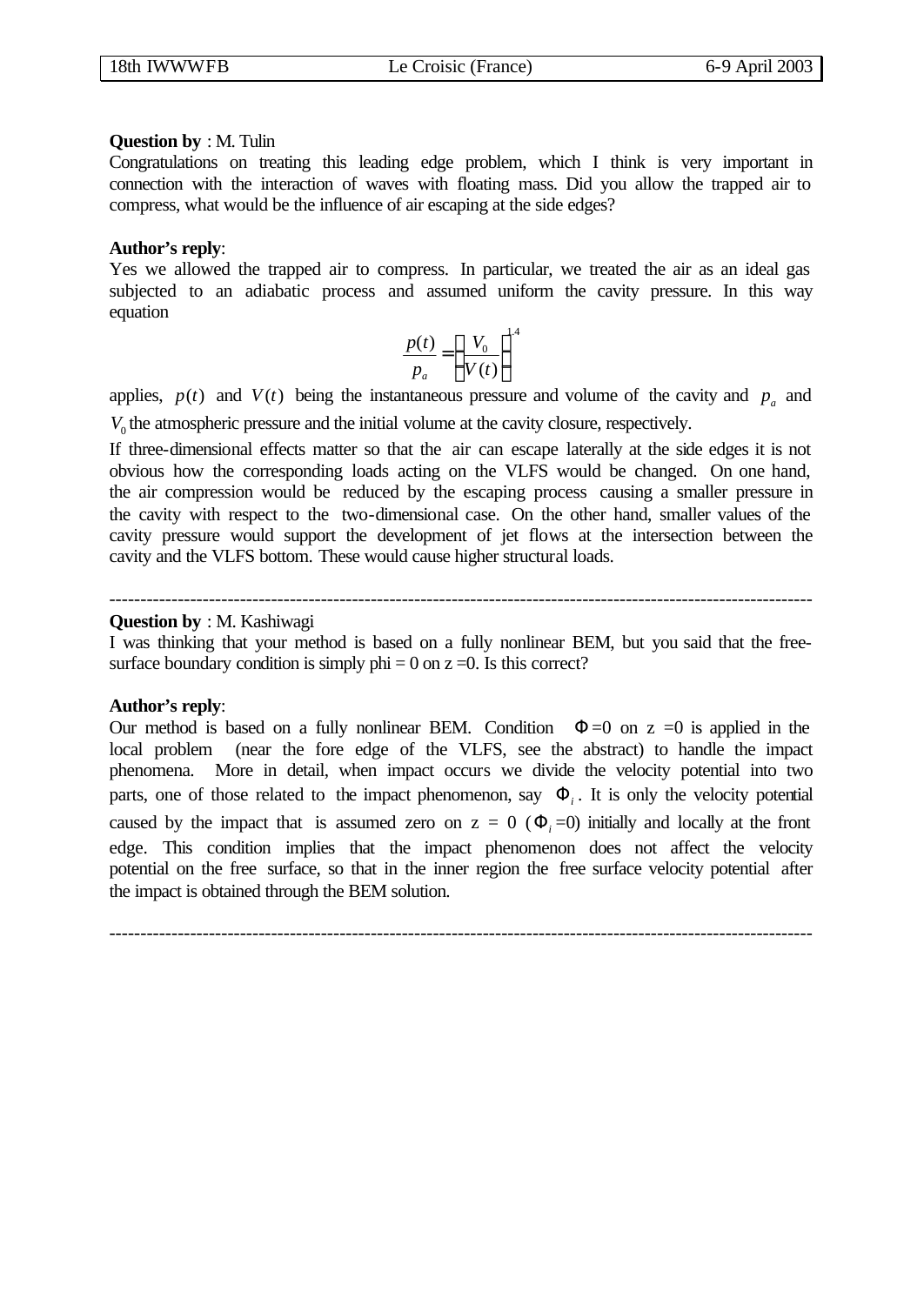**Question by** : M. Tulin

Congratulations on treating this leading edge problem, which I think is very important in connection with the interaction of waves with floating mass. Did you allow the trapped air to compress, what would be the influence of air escaping at the side edges?

**Author's reply**:

Yes we allowed the trapped air to compress. In particular, we treated the air as an ideal gas subjected to an adiabatic process and assumed uniform the cavity pressure. In this way equation

$$\frac{p(t)}{p_a} = \left(\frac{V_0}{V(t)}\right)^{1.4}$$

applies, $p(t)$ and $V(t)$ being the instantaneous pressure and volume of the cavity and $p_a$ and $V_0$ the atmospheric pressure and the initial volume at the cavity closure, respectively.

If three-dimensional effects matter so that the air can escape laterally at the side edges it is not obvious how the corresponding loads acting on the VLFS would be changed. On one hand, the air compression would be reduced by the escaping process causing a smaller pressure in the cavity with respect to the two-dimensional case. On the other hand, smaller values of the cavity pressure would support the development of jet flows at the intersection between the cavity and the VLFS bottom. These would cause higher structural loads.

---

**Question by** : M. Kashiwagi

I was thinking that your method is based on a fully nonlinear BEM, but you said that the free-surface boundary condition is simply phi = 0 on z =0. Is this correct?

**Author's reply**:

Our method is based on a fully nonlinear BEM. Condition $\Phi = 0$ on $z = 0$ is applied in the local problem (near the fore edge of the VLFS, see the abstract) to handle the impact phenomena. More in detail, when impact occurs we divide the velocity potential into two parts, one of those related to the impact phenomenon, say $\Phi_i$. It is only the velocity potential caused by the impact that is assumed zero on z = 0 ($\Phi_i = 0$) initially and locally at the front edge. This condition implies that the impact phenomenon does not affect the velocity potential on the free surface, so that in the inner region the free surface velocity potential after the impact is obtained through the BEM solution.

---